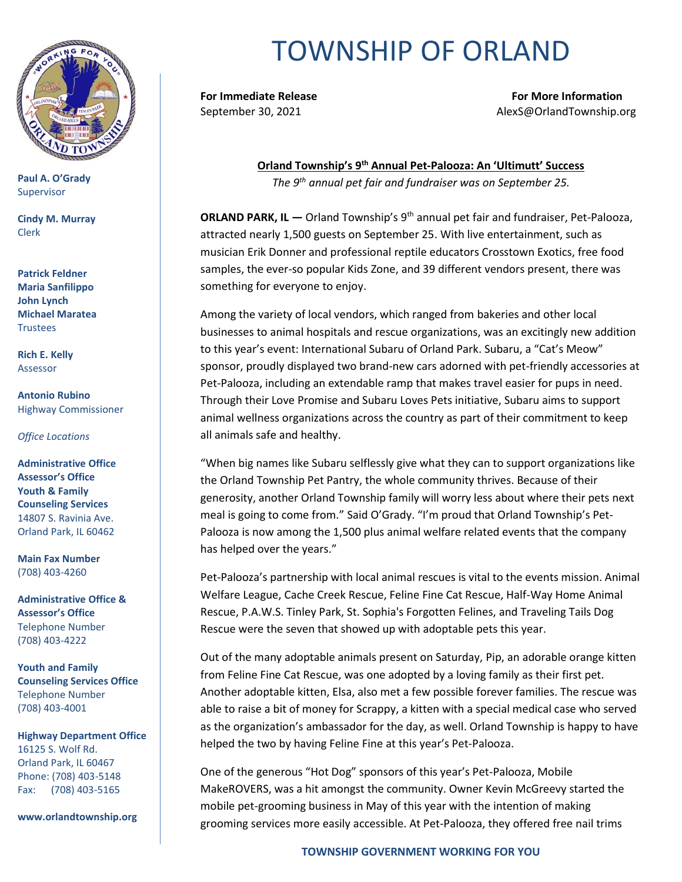# TOWNSHIP OF ORLAND

**Paul A. O'Grady**
Supervisor

**Cindy M. Murray**
Clerk

**Patrick Feldner**
**Maria Sanfilippo**
**John Lynch**
**Michael Maratea**
Trustees

**Rich E. Kelly**
Assessor

**Antonio Rubino**
Highway Commissioner

*Office Locations*

**Administrative Office**
**Assessor's Office**
**Youth & Family Counseling Services**
14807 S. Ravinia Ave.
Orland Park, IL 60462

**Main Fax Number**
(708) 403-4260

**Administrative Office & Assessor's Office**
Telephone Number
(708) 403-4222

**Youth and Family Counseling Services Office**
Telephone Number
(708) 403-4001

**Highway Department Office**
16125 S. Wolf Rd.
Orland Park, IL 60467
Phone: (708) 403-5148
Fax: (708) 403-5165

**www.orlandtownship.org**

**For Immediate Release**
September 30, 2021

**For More Information**
AlexS@OrlandTownship.org

**Orland Township's 9th Annual Pet-Palooza: An 'Ultimutt' Success**

*The 9th annual pet fair and fundraiser was on September 25.*

**ORLAND PARK, IL —** Orland Township's 9th annual pet fair and fundraiser, Pet-Palooza, attracted nearly 1,500 guests on September 25. With live entertainment, such as musician Erik Donner and professional reptile educators Crosstown Exotics, free food samples, the ever-so popular Kids Zone, and 39 different vendors present, there was something for everyone to enjoy.

Among the variety of local vendors, which ranged from bakeries and other local businesses to animal hospitals and rescue organizations, was an excitingly new addition to this year's event: International Subaru of Orland Park. Subaru, a "Cat's Meow" sponsor, proudly displayed two brand-new cars adorned with pet-friendly accessories at Pet-Palooza, including an extendable ramp that makes travel easier for pups in need. Through their Love Promise and Subaru Loves Pets initiative, Subaru aims to support animal wellness organizations across the country as part of their commitment to keep all animals safe and healthy.

"When big names like Subaru selflessly give what they can to support organizations like the Orland Township Pet Pantry, the whole community thrives. Because of their generosity, another Orland Township family will worry less about where their pets next meal is going to come from." Said O'Grady. "I'm proud that Orland Township's Pet-Palooza is now among the 1,500 plus animal welfare related events that the company has helped over the years."

Pet-Palooza's partnership with local animal rescues is vital to the events mission. Animal Welfare League, Cache Creek Rescue, Feline Fine Cat Rescue, Half-Way Home Animal Rescue, P.A.W.S. Tinley Park, St. Sophia's Forgotten Felines, and Traveling Tails Dog Rescue were the seven that showed up with adoptable pets this year.

Out of the many adoptable animals present on Saturday, Pip, an adorable orange kitten from Feline Fine Cat Rescue, was one adopted by a loving family as their first pet. Another adoptable kitten, Elsa, also met a few possible forever families. The rescue was able to raise a bit of money for Scrappy, a kitten with a special medical case who served as the organization's ambassador for the day, as well. Orland Township is happy to have helped the two by having Feline Fine at this year's Pet-Palooza.

One of the generous "Hot Dog" sponsors of this year's Pet-Palooza, Mobile MakeROVERS, was a hit amongst the community. Owner Kevin McGreevy started the mobile pet-grooming business in May of this year with the intention of making grooming services more easily accessible. At Pet-Palooza, they offered free nail trims

**TOWNSHIP GOVERNMENT WORKING FOR YOU**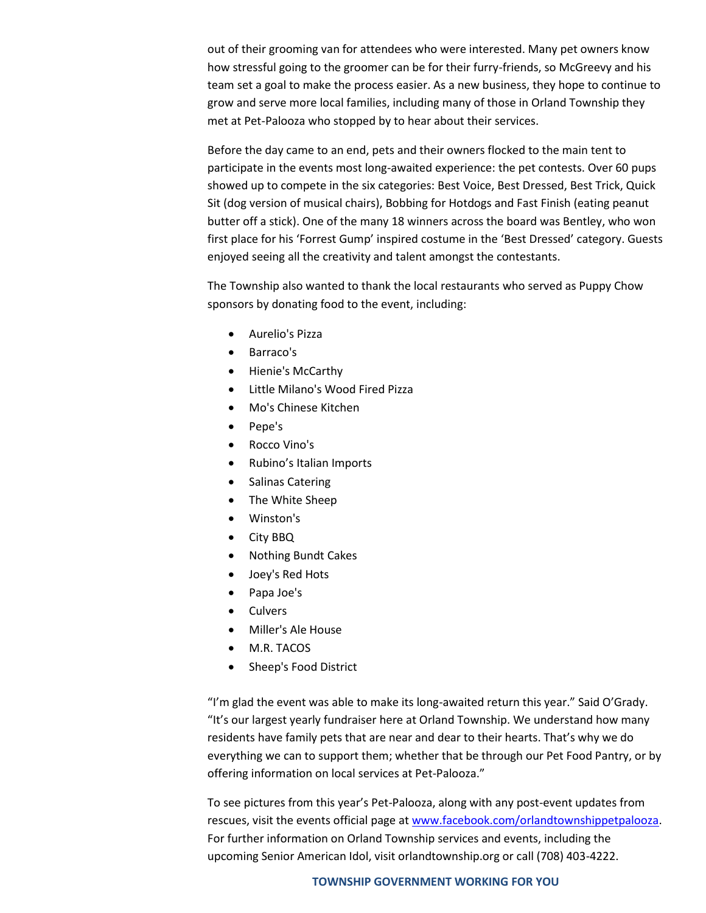out of their grooming van for attendees who were interested. Many pet owners know how stressful going to the groomer can be for their furry-friends, so McGreevy and his team set a goal to make the process easier. As a new business, they hope to continue to grow and serve more local families, including many of those in Orland Township they met at Pet-Palooza who stopped by to hear about their services.

Before the day came to an end, pets and their owners flocked to the main tent to participate in the events most long-awaited experience: the pet contests. Over 60 pups showed up to compete in the six categories: Best Voice, Best Dressed, Best Trick, Quick Sit (dog version of musical chairs), Bobbing for Hotdogs and Fast Finish (eating peanut butter off a stick). One of the many 18 winners across the board was Bentley, who won first place for his 'Forrest Gump' inspired costume in the 'Best Dressed' category. Guests enjoyed seeing all the creativity and talent amongst the contestants.

The Township also wanted to thank the local restaurants who served as Puppy Chow sponsors by donating food to the event, including:

- Aurelio's Pizza
- Barraco's
- Hienie's McCarthy
- Little Milano's Wood Fired Pizza
- Mo's Chinese Kitchen
- Pepe's
- Rocco Vino's
- Rubino's Italian Imports
- Salinas Catering
- The White Sheep
- Winston's
- City BBQ
- Nothing Bundt Cakes
- Joey's Red Hots
- Papa Joe's
- Culvers
- Miller's Ale House
- M.R. TACOS
- Sheep's Food District

"I'm glad the event was able to make its long-awaited return this year." Said O'Grady. "It's our largest yearly fundraiser here at Orland Township. We understand how many residents have family pets that are near and dear to their hearts. That's why we do everything we can to support them; whether that be through our Pet Food Pantry, or by offering information on local services at Pet-Palooza."

To see pictures from this year's Pet-Palooza, along with any post-event updates from rescues, visit the events official page at [www.facebook.com/orlandtownshippetpalooza](www.facebook.com/orlandtownshippetpalooza). For further information on Orland Township services and events, including the upcoming Senior American Idol, visit orlandtownship.org or call (708) 403-4222.

**TOWNSHIP GOVERNMENT WORKING FOR YOU**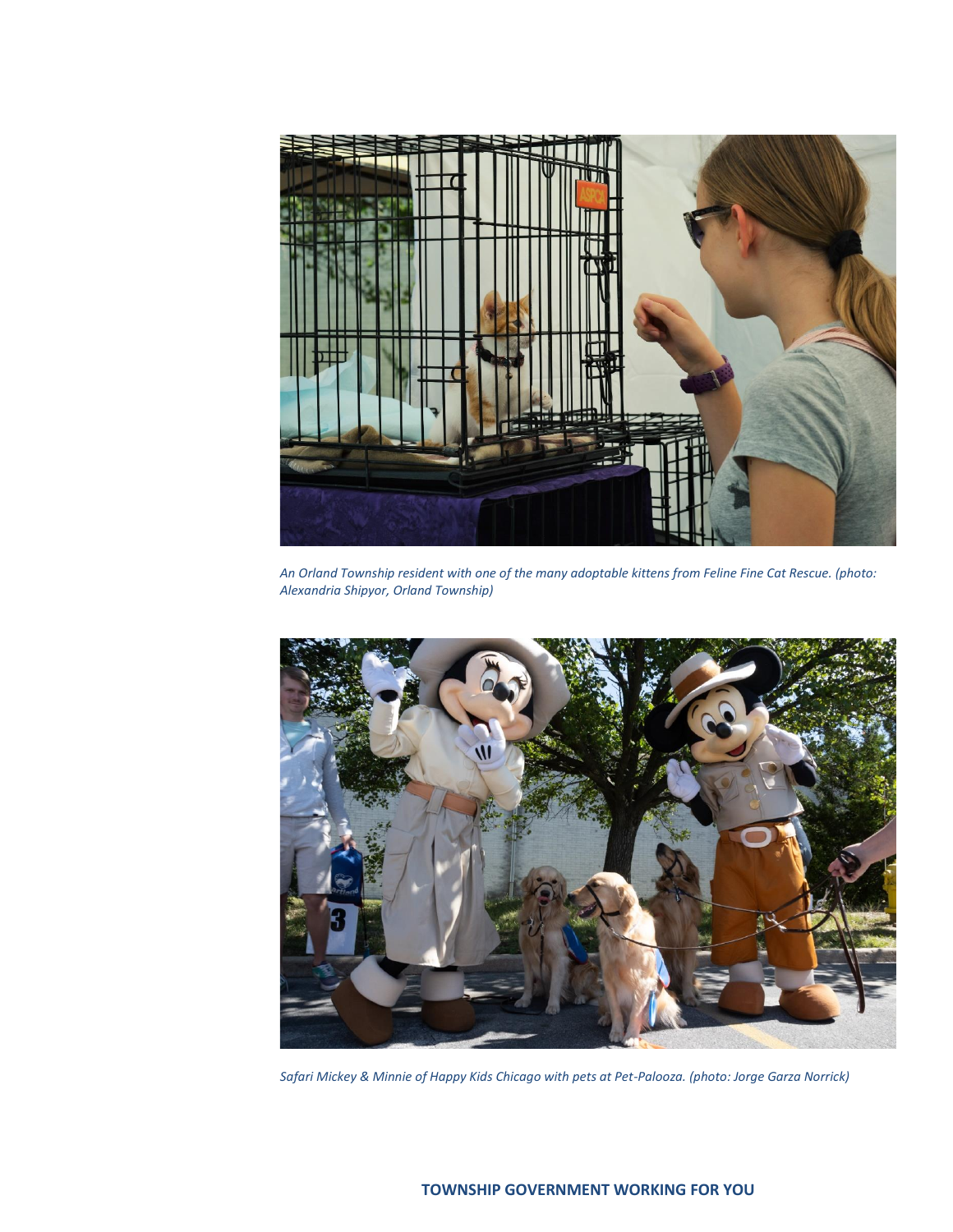*An Orland Township resident with one of the many adoptable kittens from Feline Fine Cat Rescue. (photo: Alexandria Shipyor, Orland Township)*

*Safari Mickey & Minnie of Happy Kids Chicago with pets at Pet-Palooza. (photo: Jorge Garza Norrick)*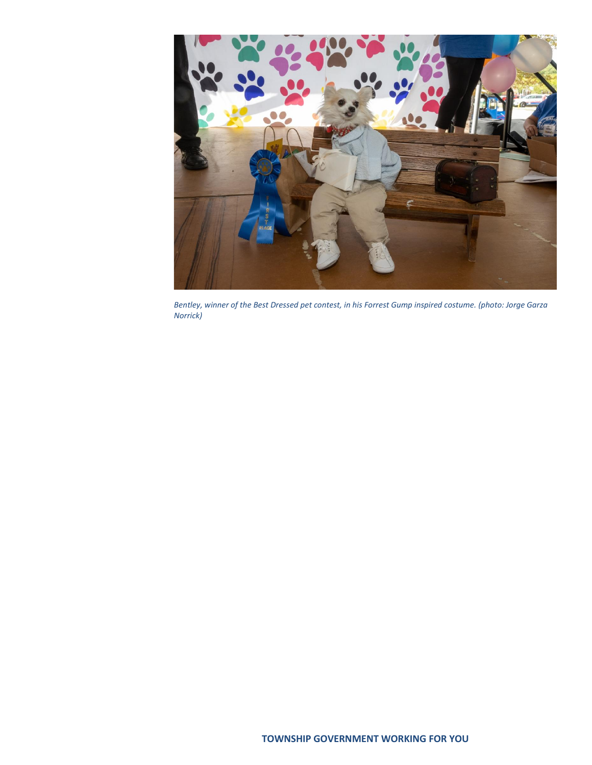*Bentley, winner of the Best Dressed pet contest, in his Forrest Gump inspired costume. (photo: Jorge Garza Norrick)*